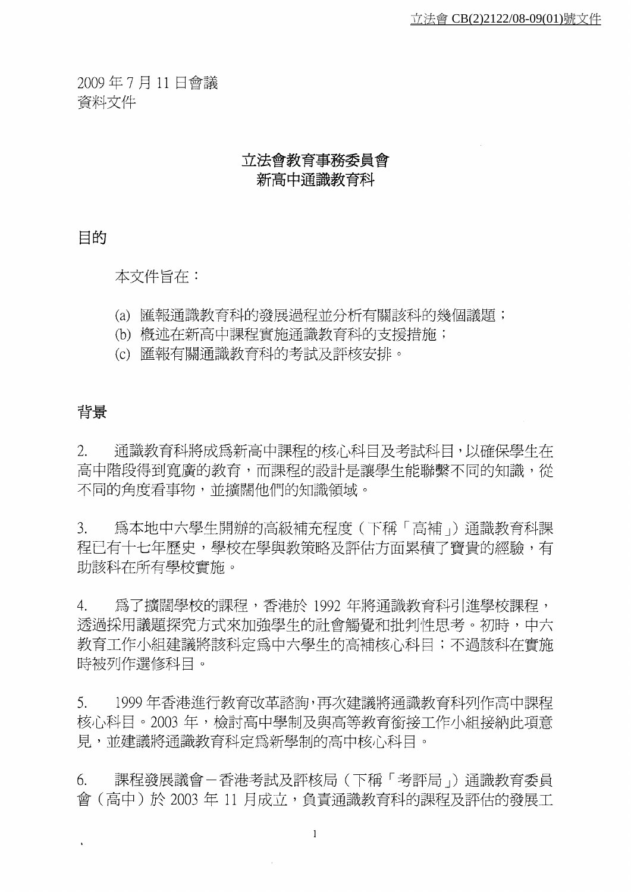立法會 CB(2)2122/08-09(01)號文件

2009 年 7 月 11 日會議
資料文件

# 立法會教育事務委員會
# 新高中通識教育科

## 目的

本文件旨在：

(a) 匯報通識教育科的發展過程並分析有關該科的幾個議題；
(b) 概述在新高中課程實施通識教育科的支援措施；
(c) 匯報有關通識教育科的考試及評核安排。

## 背景

2. 通識教育科將成為新高中課程的核心科目及考試科目，以確保學生在高中階段得到寬廣的教育，而課程的設計是讓學生能聯繫不同的知識，從不同的角度看事物，並擴闊他們的知識領域。

3. 為本地中六學生開辦的高級補充程度（下稱「高補」）通識教育科課程已有十七年歷史，學校在學與教策略及評估方面累積了寶貴的經驗，有助該科在所有學校實施。

4. 為了擴闊學校的課程，香港於 1992 年將通識教育科引進學校課程，透過採用議題探究方式來加強學生的社會觸覺和批判性思考。初時，中六教育工作小組建議將該科定為中六學生的高補核心科目；不過該科在實施時被列作選修科目。

5. 1999 年香港進行教育改革諮詢，再次建議將通識教育科列作高中課程核心科目。2003 年，檢討高中學制及與高等教育銜接工作小組接納此項意見，並建議將通識教育科定為新學制的高中核心科目。

6. 課程發展議會－香港考試及評核局（下稱「考評局」）通識教育委員會（高中）於 2003 年 11 月成立，負責通識教育科的課程及評估的發展工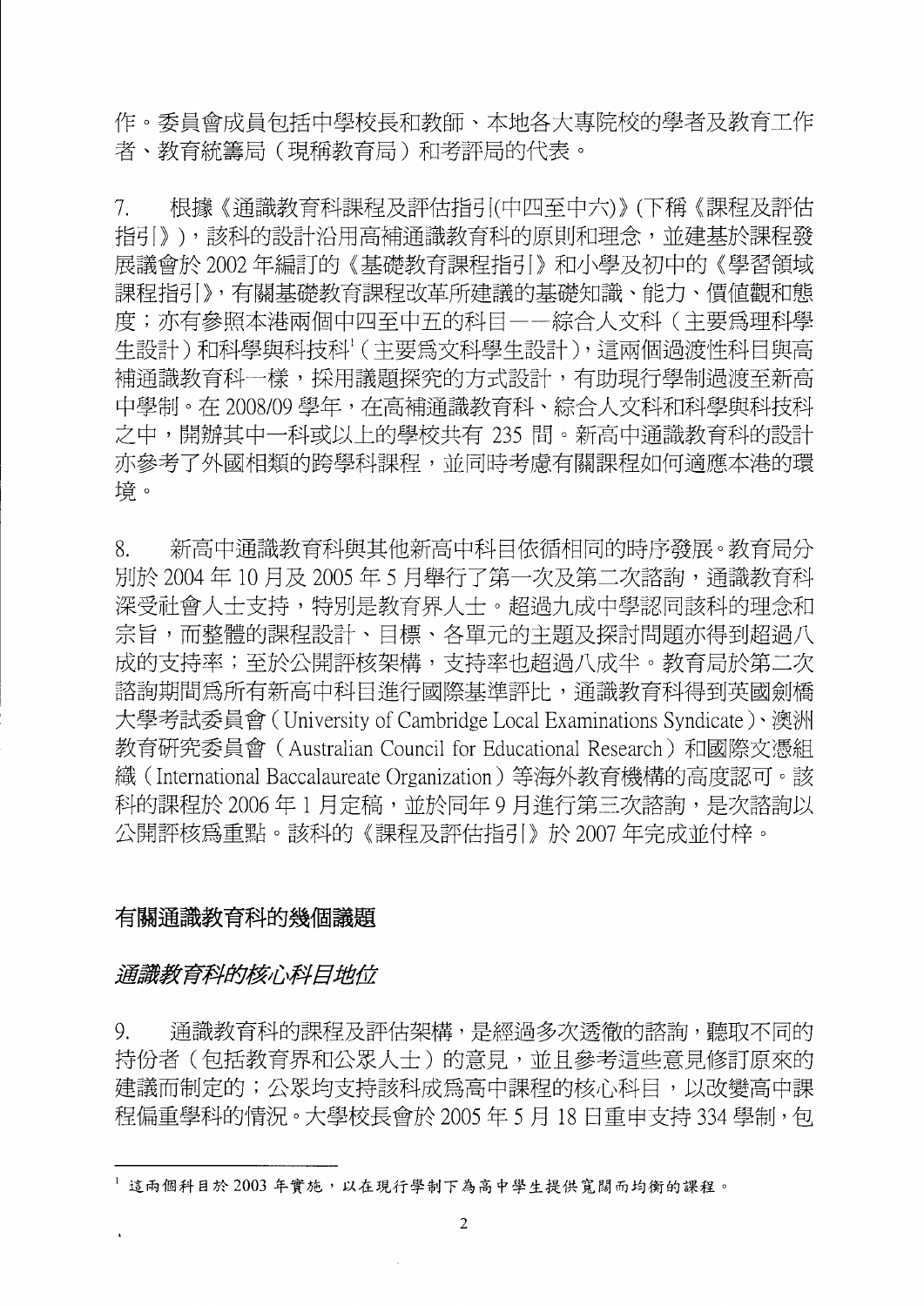作。委員會成員包括中學校長和教師、本地各大專院校的學者及教育工作者、教育統籌局（現稱教育局）和考評局的代表。

7. 根據《通識教育科課程及評估指引(中四至中六)》(下稱《課程及評估指引》)，該科的設計沿用高補通識教育科的原則和理念，並建基於課程發展議會於 2002 年編訂的《基礎教育課程指引》和小學及初中的《學習領域課程指引》，有關基礎教育課程改革所建議的基礎知識、能力、價值觀和態度；亦有參照本港兩個中四至中五的科目——綜合人文科（主要爲理科學生設計）和科學與科技科[1]（主要爲文科學生設計），這兩個過渡性科目與高補通識教育科一樣，採用議題探究的方式設計，有助現行學制過渡至新高中學制。在 2008/09 學年，在高補通識教育科、綜合人文科和科學與科技科之中，開辦其中一科或以上的學校共有 235 間。新高中通識教育科的設計亦參考了外國相類的跨學科課程，並同時考慮有關課程如何適應本港的環境。

8. 新高中通識教育科與其他新高中科目依循相同的時序發展。教育局分別於 2004 年 10 月及 2005 年 5 月舉行了第一次及第二次諮詢，通識教育科深受社會人士支持，特別是教育界人士。超過九成中學認同該科的理念和宗旨，而整體的課程設計、目標、各單元的主題及探討問題亦得到超過八成的支持率；至於公開評核架構，支持率也超過八成半。教育局於第二次諮詢期間爲所有新高中科目進行國際基準評比，通識教育科得到英國劍橋大學考試委員會（University of Cambridge Local Examinations Syndicate）、澳洲教育研究委員會（Australian Council for Educational Research）和國際文憑組織（International Baccalaureate Organization）等海外教育機構的高度認可。該科的課程於 2006 年 1 月定稿，並於同年 9 月進行第三次諮詢，是次諮詢以公開評核爲重點。該科的《課程及評估指引》於 2007 年完成並付梓。

## 有關通識教育科的幾個議題

### *通識教育科的核心科目地位*

9. 通識教育科的課程及評估架構，是經過多次透徹的諮詢，聽取不同的持份者（包括教育界和公眾人士）的意見，並且參考這些意見修訂原來的建議而制定的；公眾均支持該科成爲高中課程的核心科目，以改變高中課程偏重學科的情況。大學校長會於 2005 年 5 月 18 日重申支持 334 學制，包

---

[1] 這兩個科目於 2003 年實施，以在現行學制下為高中學生提供寬闊而均衡的課程。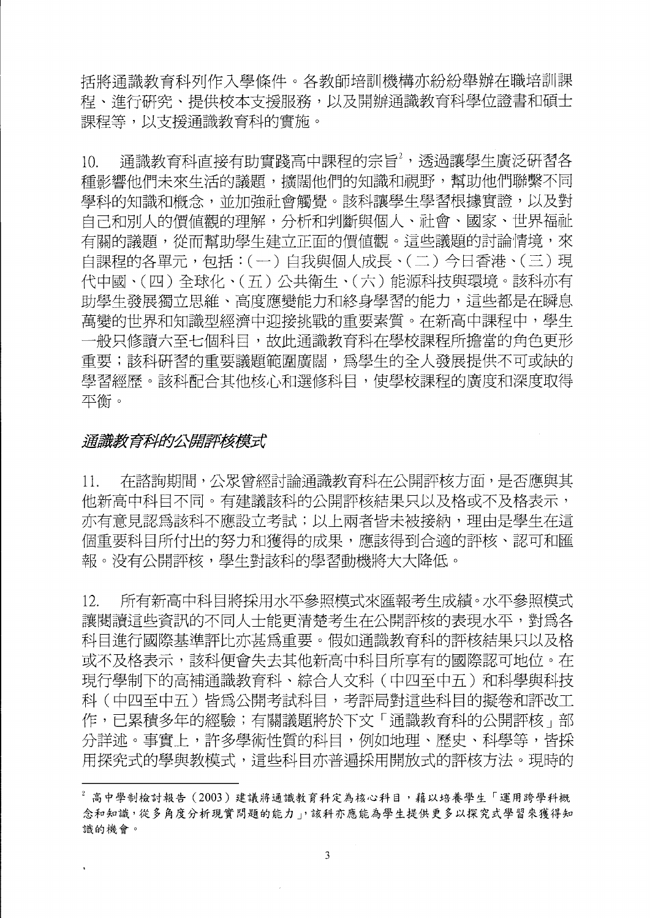括將通識教育科列作入學條件。各教師培訓機構亦紛紛舉辦在職培訓課程、進行研究、提供校本支援服務，以及開辦通識教育科學位證書和碩士課程等，以支援通識教育科的實施。

10. 通識教育科直接有助實踐高中課程的宗旨[2]，透過讓學生廣泛研習各種影響他們未來生活的議題，擴闊他們的知識和視野，幫助他們聯繫不同學科的知識和概念，並加強社會觸覺。該科讓學生學習根據實證，以及對自己和別人的價值觀的理解，分析和判斷與個人、社會、國家、世界福祉有關的議題，從而幫助學生建立正面的價值觀。這些議題的討論情境，來自課程的各單元，包括：(一)自我與個人成長、(二)今日香港、(三)現代中國、(四)全球化、(五)公共衛生、(六)能源科技與環境。該科亦有助學生發展獨立思維、高度應變能力和終身學習的能力，這些都是在瞬息萬變的世界和知識型經濟中迎接挑戰的重要素質。在新高中課程中，學生一般只修讀六至七個科目，故此通識教育科在學校課程所擔當的角色更形重要；該科研習的重要議題範圍廣闊，為學生的全人發展提供不可或缺的學習經歷。該科配合其他核心和選修科目，使學校課程的廣度和深度取得平衡。

### *通識教育科的公開評核模式*

11. 在諮詢期間，公眾曾經討論通識教育科在公開評核方面，是否應與其他新高中科目不同。有建議該科的公開評核結果只以及格或不及格表示，亦有意見認為該科不應設立考試；以上兩者皆未被接納，理由是學生在這個重要科目所付出的努力和獲得的成果，應該得到合適的評核、認可和匯報。沒有公開評核，學生對該科的學習動機將大大降低。

12. 所有新高中科目將採用水平參照模式來匯報考生成績。水平參照模式讓閱讀這些資訊的不同人士能更清楚考生在公開評核的表現水平，對為各科目進行國際基準評比亦甚為重要。假如通識教育科的評核結果只以及格或不及格表示，該科便會失去其他新高中科目所享有的國際認可地位。在現行學制下的高補通識教育科、綜合人文科（中四至中五）和科學與科技科（中四至中五）皆為公開考試科目，考評局對這些科目的擬卷和評改工作，已累積多年的經驗；有關議題將於下文「通識教育科的公開評核」部分詳述。事實上，許多學術性質的科目，例如地理、歷史、科學等，皆採用探究式的學與教模式，這些科目亦普遍採用開放式的評核方法。現時的

---

[2] 高中學制檢討報告（2003）建議將通識教育科定為核心科目，藉以培養學生「運用跨學科概念和知識，從多角度分析現實問題的能力」，該科亦應能為學生提供更多以探究式學習來獲得知識的機會。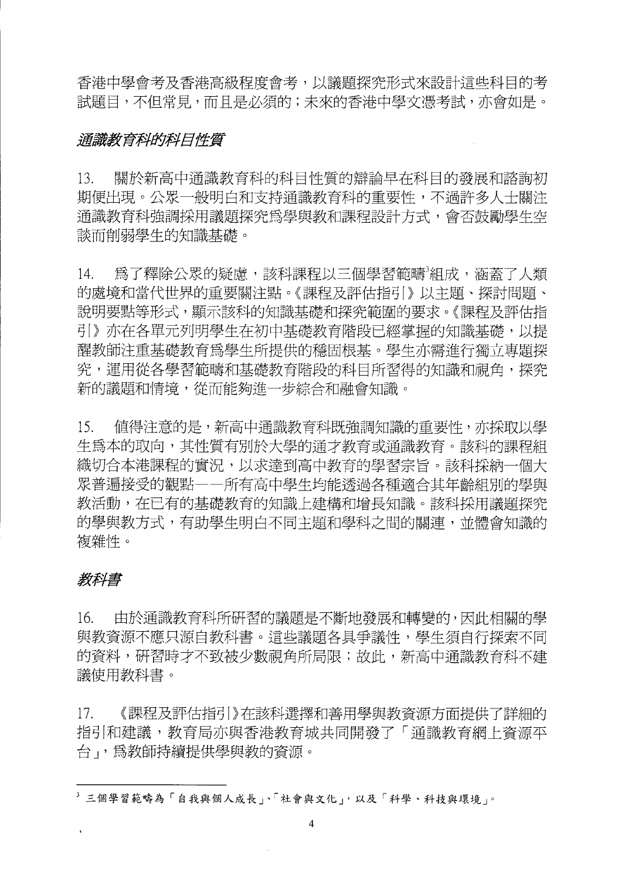香港中學會考及香港高級程度會考，以議題探究形式來設計這些科目的考試題目，不但常見，而且是必須的；未來的香港中學文憑考試，亦會如是。

### *通識教育科的科目性質*

13. 關於新高中通識教育科的科目性質的辯論早在科目的發展和諮詢初期便出現。公眾一般明白和支持通識教育科的重要性，不過許多人士關注通識教育科強調採用議題探究爲學與教和課程設計方式，會否鼓勵學生空談而削弱學生的知識基礎。

14. 爲了釋除公眾的疑慮，該科課程以三個學習範疇[3]組成，涵蓋了人類的處境和當代世界的重要關注點。《課程及評估指引》以主題、探討問題、說明要點等形式，顯示該科的知識基礎和探究範圍的要求。《課程及評估指引》亦在各單元列明學生在初中基礎教育階段已經掌握的知識基礎，以提醒教師注重基礎教育爲學生所提供的穩固根基。學生亦需進行獨立專題探究，運用從各學習範疇和基礎教育階段的科目所習得的知識和視角，探究新的議題和情境，從而能夠進一步綜合和融會知識。

15. 值得注意的是，新高中通識教育科既強調知識的重要性，亦採取以學生爲本的取向，其性質有別於大學的通才教育或通識教育。該科的課程組織切合本港課程的實況，以求達到高中教育的學習宗旨。該科採納一個大眾普遍接受的觀點——所有高中學生均能透過各種適合其年齡組別的學與教活動，在已有的基礎教育的知識上建構和增長知識。該科採用議題探究的學與教方式，有助學生明白不同主題和學科之間的關連，並體會知識的複雜性。

### *教科書*

16. 由於通識教育科所研習的議題是不斷地發展和轉變的，因此相關的學與教資源不應只源自教科書。這些議題各具爭議性，學生須自行探索不同的資料，研習時才不致被少數視角所局限；故此，新高中通識教育科不建議使用教科書。

17. 《課程及評估指引》在該科選擇和善用學與教資源方面提供了詳細的指引和建議，教育局亦與香港教育城共同開發了「通識教育網上資源平台」，爲教師持續提供學與教的資源。

---

[3] 三個學習範疇為「自我與個人成長」、「社會與文化」，以及「科學、科技與環境」。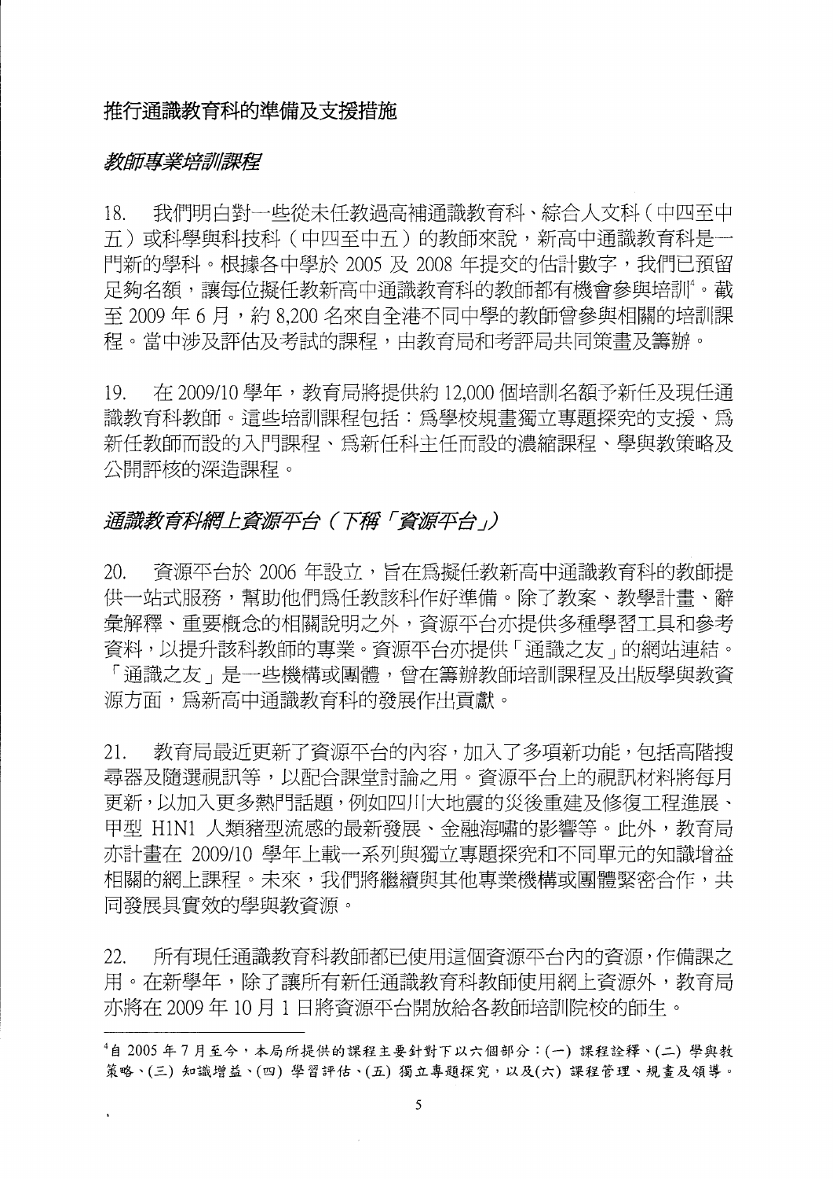## 推行通識教育科的準備及支援措施

### *教師專業培訓課程*

18. 我們明白對一些從未任教過高補通識教育科、綜合人文科（中四至中五）或科學與科技科（中四至中五）的教師來說，新高中通識教育科是一門新的學科。根據各中學於 2005 及 2008 年提交的估計數字，我們已預留足夠名額，讓每位擬任教新高中通識教育科的教師都有機會參與培訓[4]。截至 2009 年 6 月，約 8,200 名來自全港不同中學的教師曾參與相關的培訓課程。當中涉及評估及考試的課程，由教育局和考評局共同策畫及籌辦。

19. 在 2009/10 學年，教育局將提供約 12,000 個培訓名額予新任及現任通識教育科教師。這些培訓課程包括：為學校規畫獨立專題探究的支援、為新任教師而設的入門課程、為新任科主任而設的濃縮課程、學與教策略及公開評核的深造課程。

### *通識教育科網上資源平台（下稱「資源平台」）*

20. 資源平台於 2006 年設立，旨在為擬任教新高中通識教育科的教師提供一站式服務，幫助他們為任教該科作好準備。除了教案、教學計畫、辭彙解釋、重要概念的相關說明之外，資源平台亦提供多種學習工具和參考資料，以提升該科教師的專業。資源平台亦提供「通識之友」的網站連結。「通識之友」是一些機構或團體，曾在籌辦教師培訓課程及出版學與教資源方面，為新高中通識教育科的發展作出貢獻。

21. 教育局最近更新了資源平台的內容，加入了多項新功能，包括高階搜尋器及隨選視訊等，以配合課堂討論之用。資源平台上的視訊材料將每月更新，以加入更多熱門話題，例如四川大地震的災後重建及修復工程進展、甲型 H1N1 人類豬型流感的最新發展、金融海嘯的影響等。此外，教育局亦計畫在 2009/10 學年上載一系列與獨立專題探究和不同單元的知識增益相關的網上課程。未來，我們將繼續與其他專業機構或團體緊密合作，共同發展具實效的學與教資源。

22. 所有現任通識教育科教師都已使用這個資源平台內的資源，作備課之用。在新學年，除了讓所有新任通識教育科教師使用網上資源外，教育局亦將在 2009 年 10 月 1 日將資源平台開放給各教師培訓院校的師生。

---

[4]自 2005 年 7 月至今，本局所提供的課程主要針對下以六個部分：(一) 課程詮釋、(二) 學與教策略、(三) 知識增益、(四) 學習評估、(五) 獨立專題探究，以及(六) 課程管理、規畫及領導。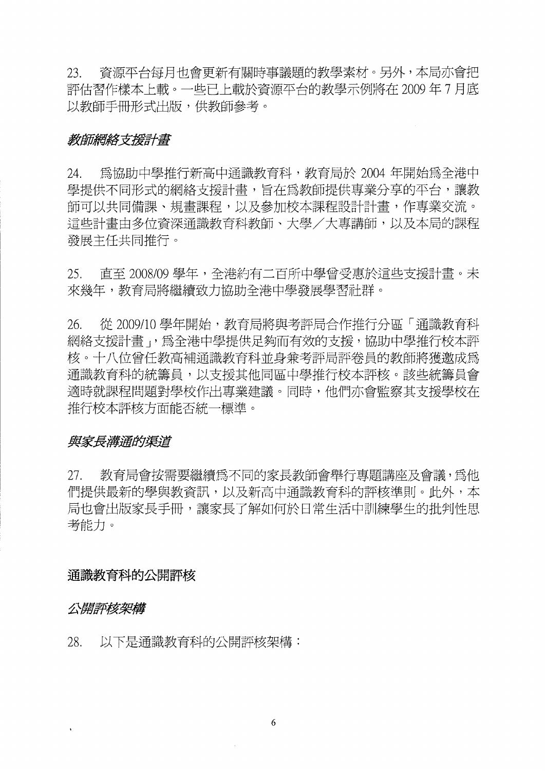23. 資源平台每月也會更新有關時事議題的教學素材。另外，本局亦會把評估習作樣本上載。一些已上載於資源平台的教學示例將在 2009 年 7 月底以教師手冊形式出版，供教師參考。

*教師網絡支援計畫*

24. 爲協助中學推行新高中通識教育科，教育局於 2004 年開始爲全港中學提供不同形式的網絡支援計畫，旨在爲教師提供專業分享的平台，讓教師可以共同備課、規畫課程，以及參加校本課程設計計畫，作專業交流。這些計畫由多位資深通識教育科教師、大學／大專講師，以及本局的課程發展主任共同推行。

25. 直至 2008/09 學年，全港約有二百所中學曾受惠於這些支援計畫。未來幾年，教育局將繼續致力協助全港中學發展學習社群。

26. 從 2009/10 學年開始，教育局將與考評局合作推行分區「通識教育科網絡支援計畫」，爲全港中學提供足夠而有效的支援，協助中學推行校本評核。十八位曾任教高補通識教育科並身兼考評局評卷員的教師將獲邀成爲通識教育科的統籌員，以支援其他同區中學推行校本評核。該些統籌員會適時就課程問題對學校作出專業建議。同時，他們亦會監察其支援學校在推行校本評核方面能否統一標準。

*與家長溝通的渠道*

27. 教育局會按需要繼續爲不同的家長教師會舉行專題講座及會議，爲他們提供最新的學與教資訊，以及新高中通識教育科的評核準則。此外，本局也會出版家長手冊，讓家長了解如何於日常生活中訓練學生的批判性思考能力。

## 通識教育科的公開評核

*公開評核架構*

28. 以下是通識教育科的公開評核架構：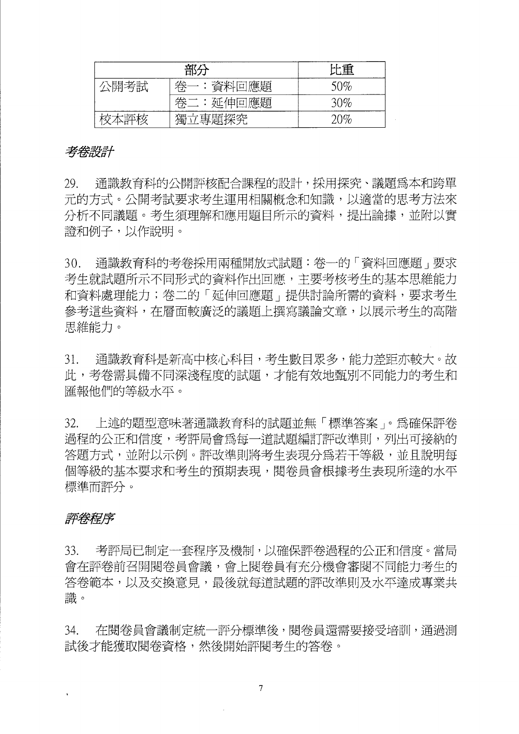| 部分 | | 比重 |
|---|---|---|
| 公開考試 | 卷一：資料回應題 | 50% |
| | 卷二：延伸回應題 | 30% |
| 校本評核 | 獨立專題探究 | 20% |

*考卷設計*

29. 通識教育科的公開評核配合課程的設計，採用探究、議題爲本和跨單元的方式。公開考試要求考生運用相關概念和知識，以適當的思考方法來分析不同議題。考生須理解和應用題目所示的資料，提出論據，並附以實證和例子，以作說明。

30. 通識教育科的考卷採用兩種開放式試題：卷一的「資料回應題」要求考生就試題所示不同形式的資料作出回應，主要考核考生的基本思維能力和資料處理能力；卷二的「延伸回應題」提供討論所需的資料，要求考生參考這些資料，在層面較廣泛的議題上撰寫議論文章，以展示考生的高階思維能力。

31. 通識教育科是新高中核心科目，考生數目眾多，能力差距亦較大。故此，考卷需具備不同深淺程度的試題，才能有效地甄別不同能力的考生和匯報他們的等級水平。

32. 上述的題型意味著通識教育科的試題並無「標準答案」。爲確保評卷過程的公正和信度，考評局會爲每一道試題編訂評改準則，列出可接納的答題方式，並附以示例。評改準則將考生表現分爲若干等級，並且說明每個等級的基本要求和考生的預期表現，閱卷員會根據考生表現所達的水平標準而評分。

*評卷程序*

33. 考評局已制定一套程序及機制，以確保評卷過程的公正和信度。當局會在評卷前召開閱卷員會議，會上閱卷員有充分機會審閱不同能力考生的答卷範本，以及交換意見，最後就每道試題的評改準則及水平達成專業共識。

34. 在閱卷員會議制定統一評分標準後，閱卷員還需要接受培訓，通過測試後才能獲取閱卷資格，然後開始評閱考生的答卷。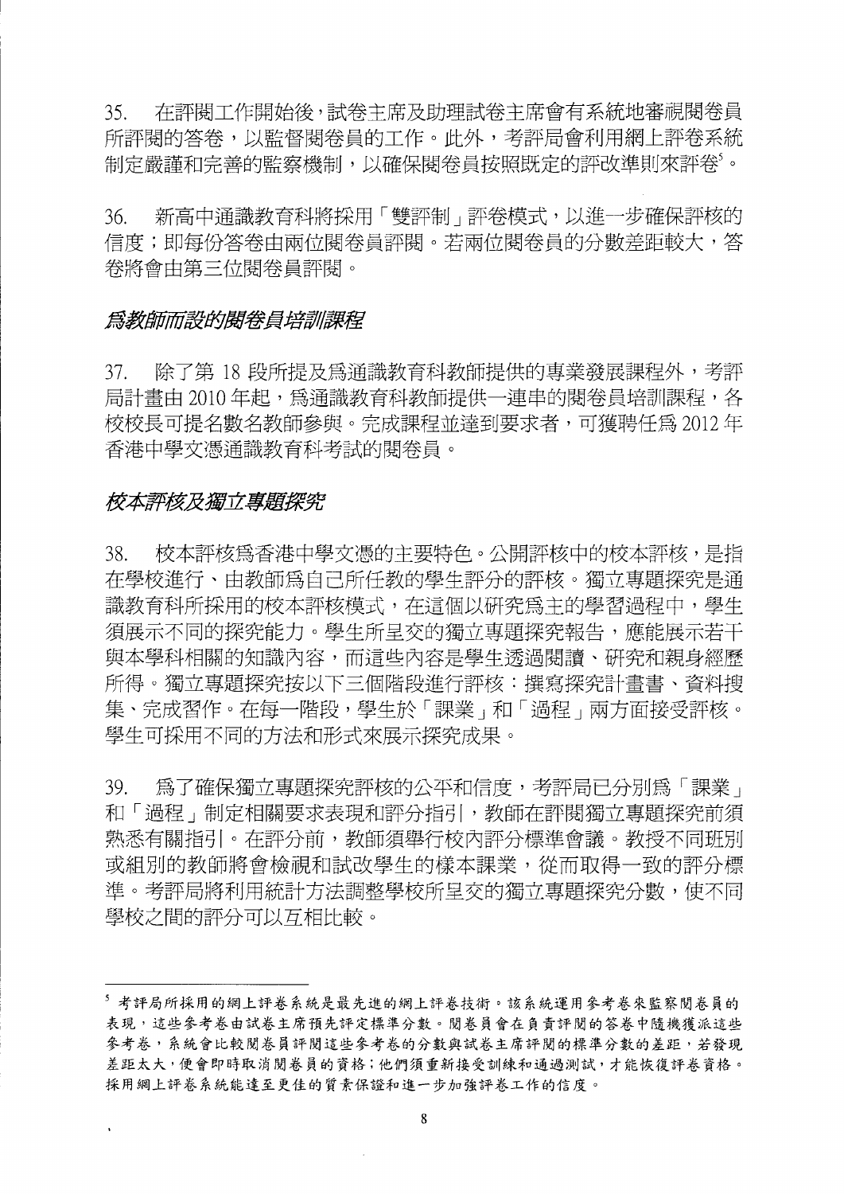35. 在評閱工作開始後，試卷主席及助理試卷主席會有系統地審視閱卷員所評閱的答卷，以監督閱卷員的工作。此外，考評局會利用網上評卷系統制定嚴謹和完善的監察機制，以確保閱卷員按照既定的評改準則來評卷[5]。

36. 新高中通識教育科將採用「雙評制」評卷模式，以進一步確保評核的信度；即每份答卷由兩位閱卷員評閱。若兩位閱卷員的分數差距較大，答卷將會由第三位閱卷員評閱。

### *爲教師而設的閱卷員培訓課程*

37. 除了第 18 段所提及爲通識教育科教師提供的專業發展課程外，考評局計畫由 2010 年起，爲通識教育科教師提供一連串的閱卷員培訓課程，各校校長可提名數名教師參與。完成課程並達到要求者，可獲聘任爲 2012 年香港中學文憑通識教育科考試的閱卷員。

### *校本評核及獨立專題探究*

38. 校本評核爲香港中學文憑的主要特色。公開評核中的校本評核，是指在學校進行、由教師爲自己所任教的學生評分的評核。獨立專題探究是通識教育科所採用的校本評核模式，在這個以研究爲主的學習過程中，學生須展示不同的探究能力。學生所呈交的獨立專題探究報告，應能展示若干與本學科相關的知識內容，而這些內容是學生透過閱讀、研究和親身經歷所得。獨立專題探究按以下三個階段進行評核：撰寫探究計畫書、資料搜集、完成習作。在每一階段，學生於「課業」和「過程」兩方面接受評核。學生可採用不同的方法和形式來展示探究成果。

39. 爲了確保獨立專題探究評核的公平和信度，考評局已分別爲「課業」和「過程」制定相關要求表現和評分指引，教師在評閱獨立專題探究前須熟悉有關指引。在評分前，教師須舉行校內評分標準會議。教授不同班別或組別的教師將會檢視和試改學生的樣本課業，從而取得一致的評分標準。考評局將利用統計方法調整學校所呈交的獨立專題探究分數，使不同學校之間的評分可以互相比較。

---

[5] 考評局所採用的網上評卷系統是最先進的網上評卷技術。該系統運用參考卷來監察閱卷員的表現，這些參考卷由試卷主席預先評定標準分數。閱卷員會在負責評閱的答卷中隨機獲派這些參考卷，系統會比較閱卷員評閱這些參考卷的分數與試卷主席評閱的標準分數的差距，若發現差距太大，便會即時取消閱卷員的資格；他們須重新接受訓練和通過測試，才能恢復評卷資格。採用網上評卷系統能達至更佳的質素保證和進一步加強評卷工作的信度。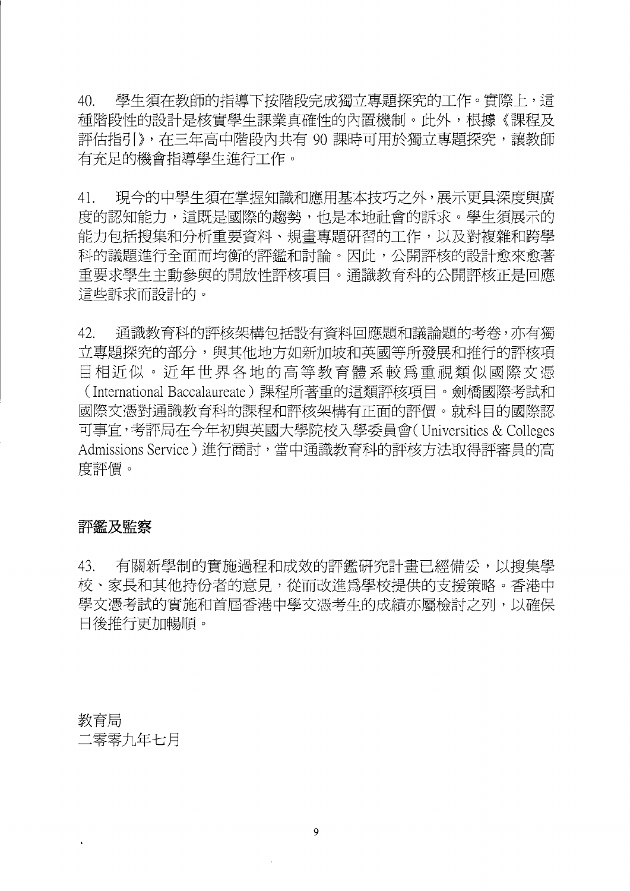40. 學生須在教師的指導下按階段完成獨立專題探究的工作。實際上，這種階段性的設計是核實學生課業真確性的內置機制。此外，根據《課程及評估指引》，在三年高中階段內共有 90 課時可用於獨立專題探究，讓教師有充足的機會指導學生進行工作。

41. 現今的中學生須在掌握知識和應用基本技巧之外，展示更具深度與廣度的認知能力，這既是國際的趨勢，也是本地社會的訴求。學生須展示的能力包括搜集和分析重要資料、規畫專題研習的工作，以及對複雜和跨學科的議題進行全面而均衡的評鑑和討論。因此，公開評核的設計愈來愈著重要求學生主動參與的開放性評核項目。通識教育科的公開評核正是回應這些訴求而設計的。

42. 通識教育科的評核架構包括設有資料回應題和議論題的考卷，亦有獨立專題探究的部分，與其他地方如新加坡和英國等所發展和推行的評核項目相近似。近年世界各地的高等教育體系較爲重視類似國際文憑（International Baccalaureate）課程所著重的這類評核項目。劍橋國際考試和國際文憑對通識教育科的課程和評核架構有正面的評價。就科目的國際認可事宜，考評局在今年初與英國大學院校入學委員會（Universities & Colleges Admissions Service）進行商討，當中通識教育科的評核方法取得評審員的高度評價。

**評鑑及監察**

43. 有關新學制的實施過程和成效的評鑑研究計畫已經備妥，以搜集學校、家長和其他持份者的意見，從而改進爲學校提供的支援策略。香港中學文憑考試的實施和首屆香港中學文憑考生的成績亦屬檢討之列，以確保日後推行更加暢順。

教育局
二零零九年七月